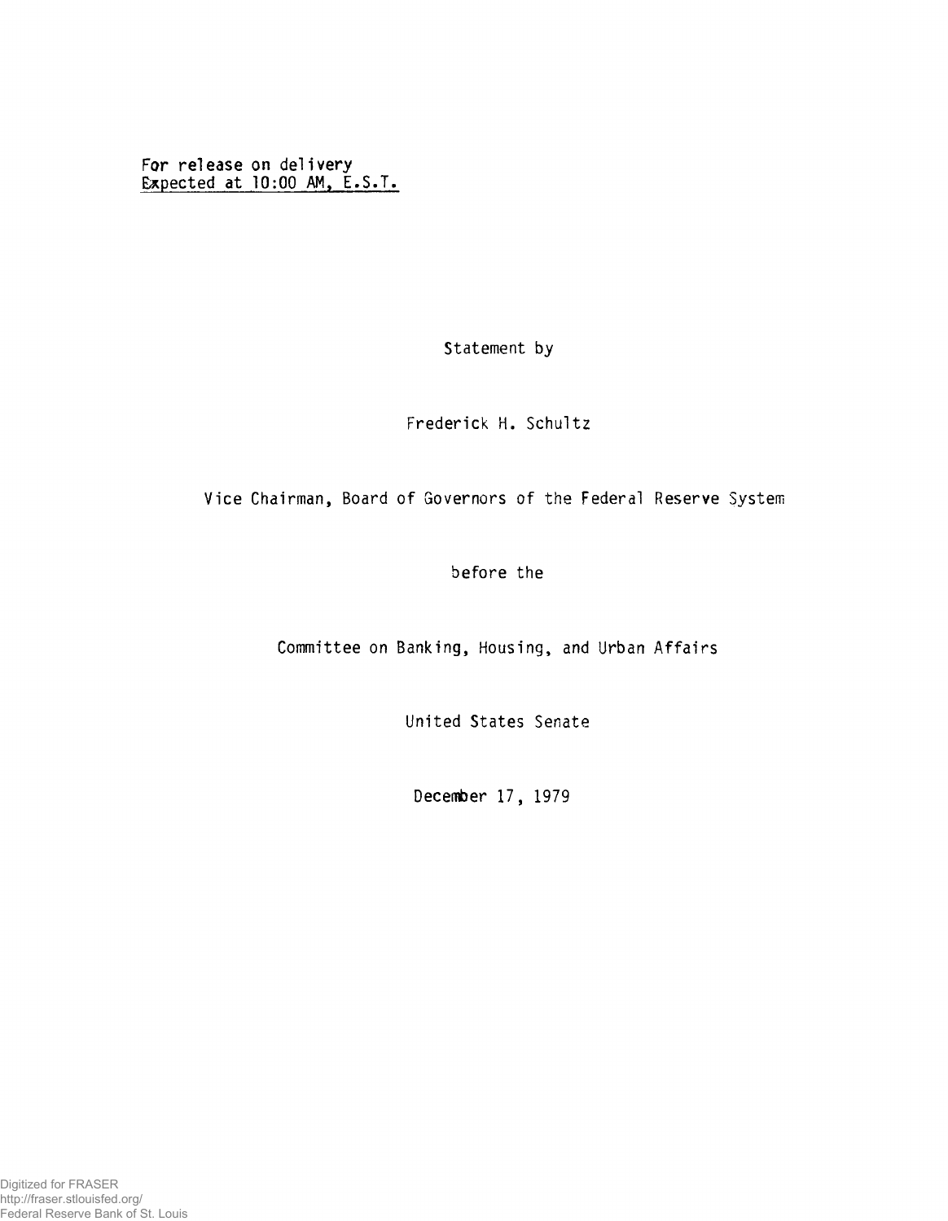For release on delivery
Expected at 10:00 AM, E.S.T.

Statement by

Frederick H. Schultz

Vice Chairman, Board of Governors of the Federal Reserve System

before the

Committee on Banking, Housing, and Urban Affairs

United States Senate

December 17, 1979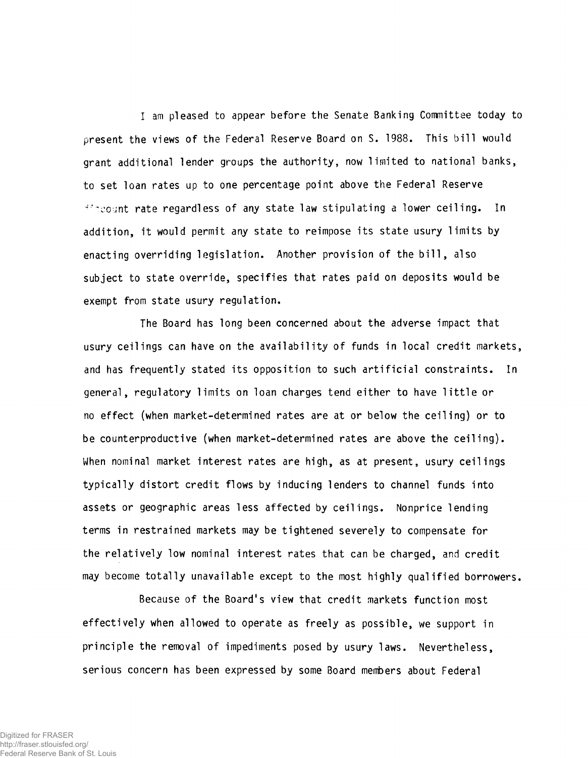I am pleased to appear before the Senate Banking Committee today to present the views of the Federal Reserve Board on S. 1988. This bill would grant additional lender groups the authority, now limited to national banks, to set loan rates up to one percentage point above the Federal Reserve discount rate regardless of any state law stipulating a lower ceiling. In addition, it would permit any state to reimpose its state usury limits by enacting overriding legislation. Another provision of the bill, also subject to state override, specifies that rates paid on deposits would be exempt from state usury regulation.

The Board has long been concerned about the adverse impact that usury ceilings can have on the availability of funds in local credit markets, and has frequently stated its opposition to such artificial constraints. In general, regulatory limits on loan charges tend either to have little or no effect (when market-determined rates are at or below the ceiling) or to be counterproductive (when market-determined rates are above the ceiling). When nominal market interest rates are high, as at present, usury ceilings typically distort credit flows by inducing lenders to channel funds into assets or geographic areas less affected by ceilings. Nonprice lending terms in restrained markets may be tightened severely to compensate for the relatively low nominal interest rates that can be charged, and credit may become totally unavailable except to the most highly qualified borrowers.

Because of the Board's view that credit markets function most effectively when allowed to operate as freely as possible, we support in principle the removal of impediments posed by usury laws. Nevertheless, serious concern has been expressed by some Board members about Federal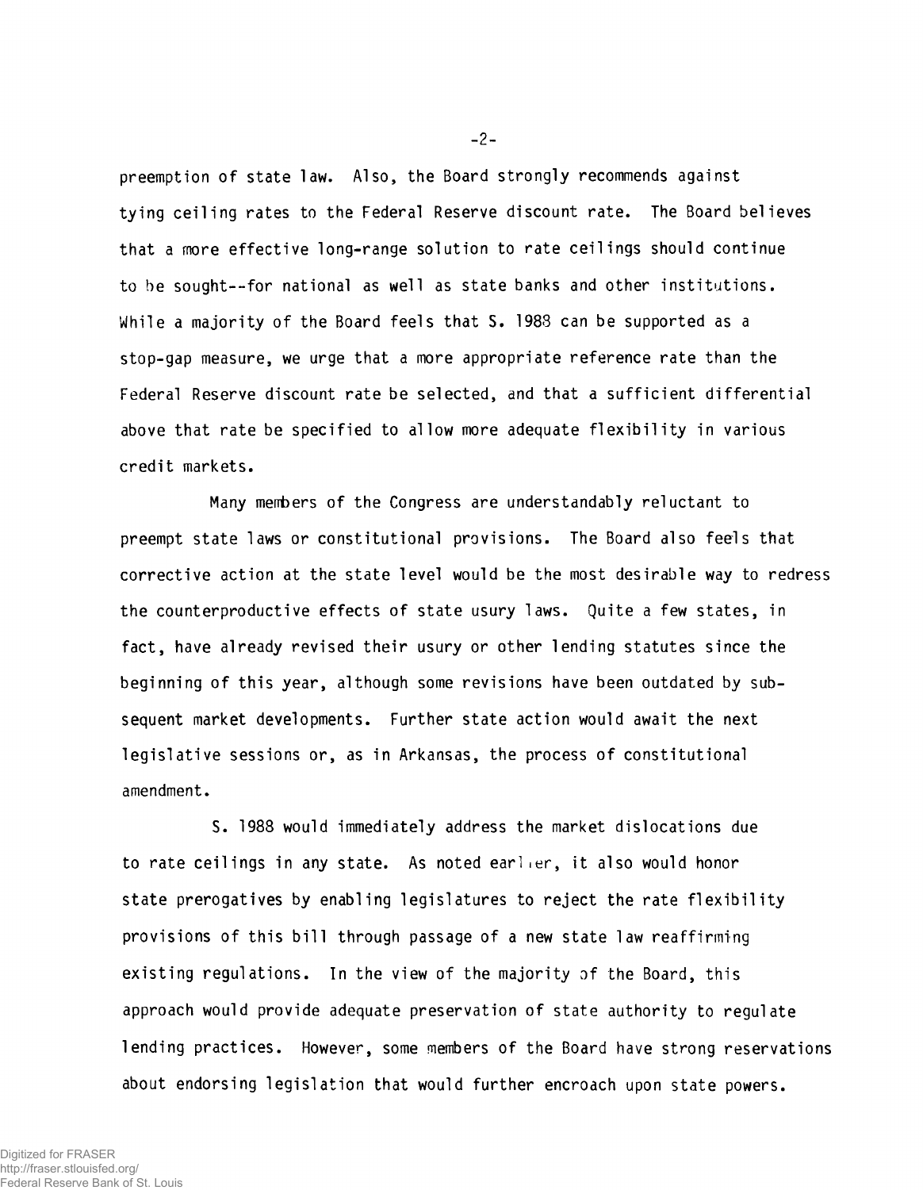preemption of state law. Also, the Board strongly recommends against tying ceiling rates to the Federal Reserve discount rate. The Board believes that a more effective long-range solution to rate ceilings should continue to be sought--for national as well as state banks and other institutions. While a majority of the Board feels that S. 1988 can be supported as a stop-gap measure, we urge that a more appropriate reference rate than the Federal Reserve discount rate be selected, and that a sufficient differential above that rate be specified to allow more adequate flexibility in various credit markets.

Many members of the Congress are understandably reluctant to preempt state laws or constitutional provisions. The Board also feels that corrective action at the state level would be the most desirable way to redress the counterproductive effects of state usury laws. Quite a few states, in fact, have already revised their usury or other lending statutes since the beginning of this year, although some revisions have been outdated by subsequent market developments. Further state action would await the next legislative sessions or, as in Arkansas, the process of constitutional amendment.

S. 1988 would immediately address the market dislocations due to rate ceilings in any state. As noted earlier, it also would honor state prerogatives by enabling legislatures to reject the rate flexibility provisions of this bill through passage of a new state law reaffirming existing regulations. In the view of the majority of the Board, this approach would provide adequate preservation of state authority to regulate lending practices. However, some members of the Board have strong reservations about endorsing legislation that would further encroach upon state powers.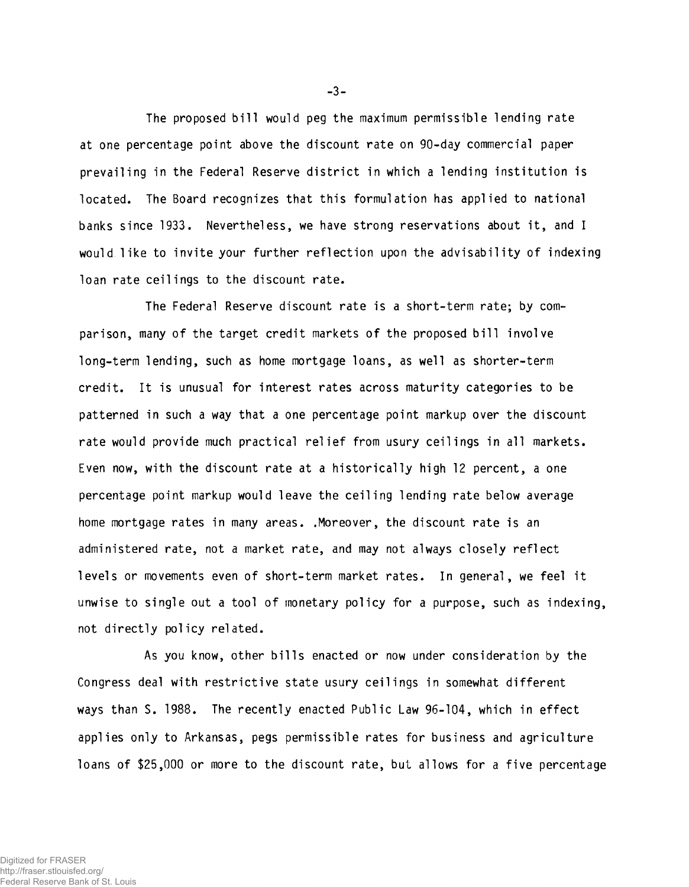The proposed bill would peg the maximum permissible lending rate at one percentage point above the discount rate on 90-day commercial paper prevailing in the Federal Reserve district in which a lending institution is located. The Board recognizes that this formulation has applied to national banks since 1933. Nevertheless, we have strong reservations about it, and I would like to invite your further reflection upon the advisability of indexing loan rate ceilings to the discount rate.

The Federal Reserve discount rate is a short-term rate; by comparison, many of the target credit markets of the proposed bill involve long-term lending, such as home mortgage loans, as well as shorter-term credit. It is unusual for interest rates across maturity categories to be patterned in such a way that a one percentage point markup over the discount rate would provide much practical relief from usury ceilings in all markets. Even now, with the discount rate at a historically high 12 percent, a one percentage point markup would leave the ceiling lending rate below average home mortgage rates in many areas. Moreover, the discount rate is an administered rate, not a market rate, and may not always closely reflect levels or movements even of short-term market rates. In general, we feel it unwise to single out a tool of monetary policy for a purpose, such as indexing, not directly policy related.

As you know, other bills enacted or now under consideration by the Congress deal with restrictive state usury ceilings in somewhat different ways than S. 1988. The recently enacted Public Law 96-104, which in effect applies only to Arkansas, pegs permissible rates for business and agriculture loans of $25,000 or more to the discount rate, but allows for a five percentage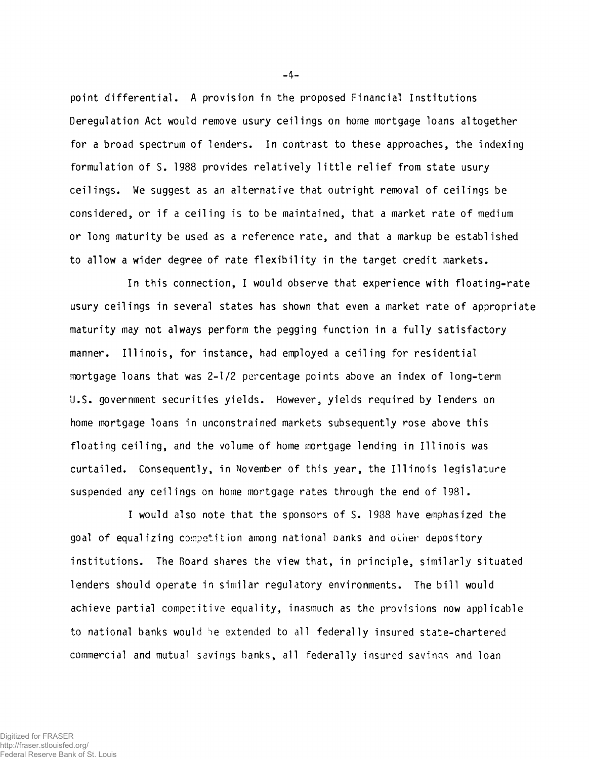point differential. A provision in the proposed Financial Institutions Deregulation Act would remove usury ceilings on home mortgage loans altogether for a broad spectrum of lenders. In contrast to these approaches, the indexing formulation of S. 1988 provides relatively little relief from state usury ceilings. We suggest as an alternative that outright removal of ceilings be considered, or if a ceiling is to be maintained, that a market rate of medium or long maturity be used as a reference rate, and that a markup be established to allow a wider degree of rate flexibility in the target credit markets.

In this connection, I would observe that experience with floating-rate usury ceilings in several states has shown that even a market rate of appropriate maturity may not always perform the pegging function in a fully satisfactory manner. Illinois, for instance, had employed a ceiling for residential mortgage loans that was 2-1/2 percentage points above an index of long-term U.S. government securities yields. However, yields required by lenders on home mortgage loans in unconstrained markets subsequently rose above this floating ceiling, and the volume of home mortgage lending in Illinois was curtailed. Consequently, in November of this year, the Illinois legislature suspended any ceilings on home mortgage rates through the end of 1981.

I would also note that the sponsors of S. 1988 have emphasized the goal of equalizing competition among national banks and other depository institutions. The Board shares the view that, in principle, similarly situated lenders should operate in similar regulatory environments. The bill would achieve partial competitive equality, inasmuch as the provisions now applicable to national banks would be extended to all federally insured state-chartered commercial and mutual savings banks, all federally insured savings and loan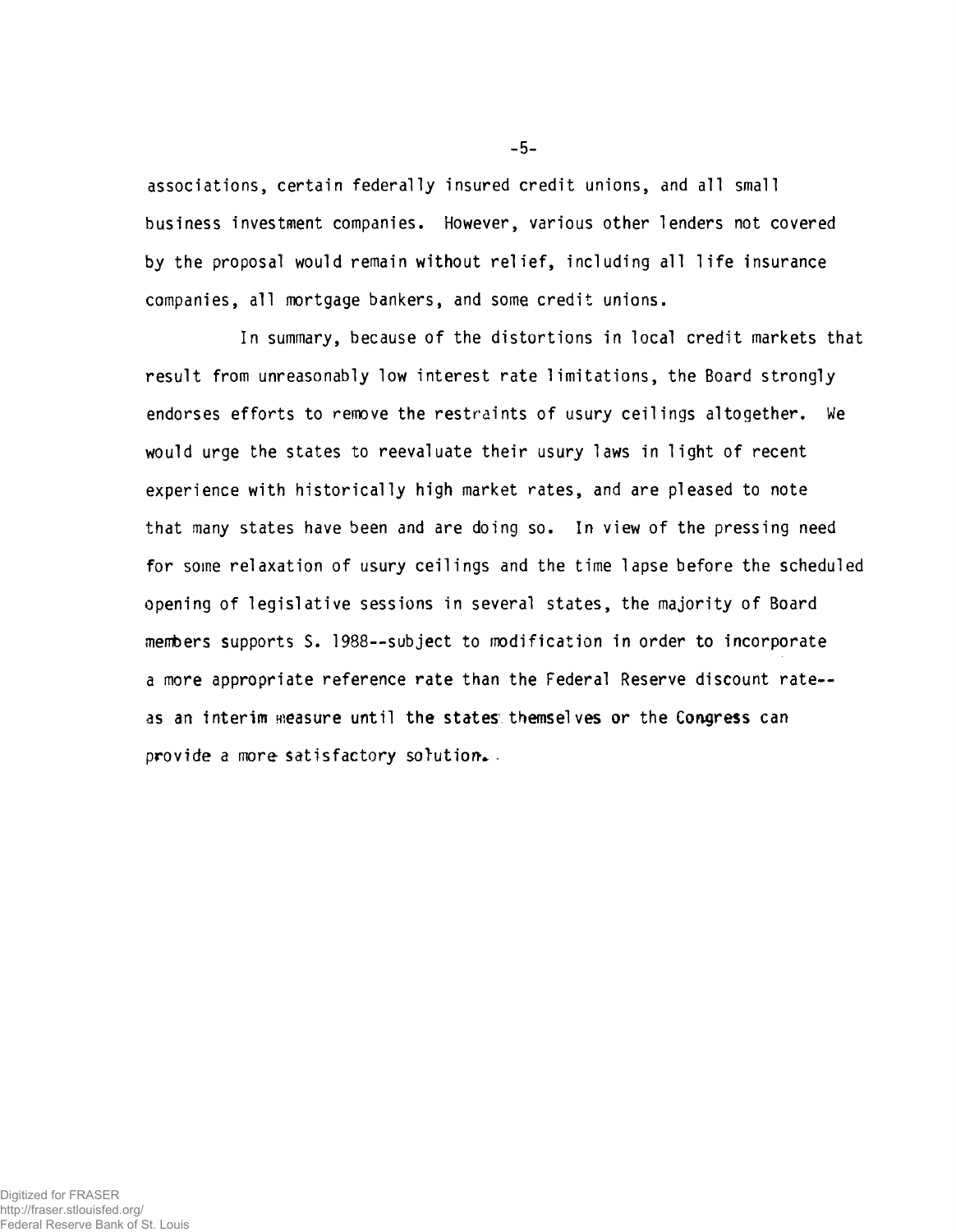associations, certain federally insured credit unions, and all small business investment companies. However, various other lenders not covered by the proposal would remain without relief, including all life insurance companies, all mortgage bankers, and some credit unions.

In summary, because of the distortions in local credit markets that result from unreasonably low interest rate limitations, the Board strongly endorses efforts to remove the restraints of usury ceilings altogether. We would urge the states to reevaluate their usury laws in light of recent experience with historically high market rates, and are pleased to note that many states have been and are doing so. In view of the pressing need for some relaxation of usury ceilings and the time lapse before the scheduled opening of legislative sessions in several states, the majority of Board members supports S. 1988--subject to modification in order to incorporate a more appropriate reference rate than the Federal Reserve discount rate--as an interim measure until the states themselves or the Congress can provide a more satisfactory solution.